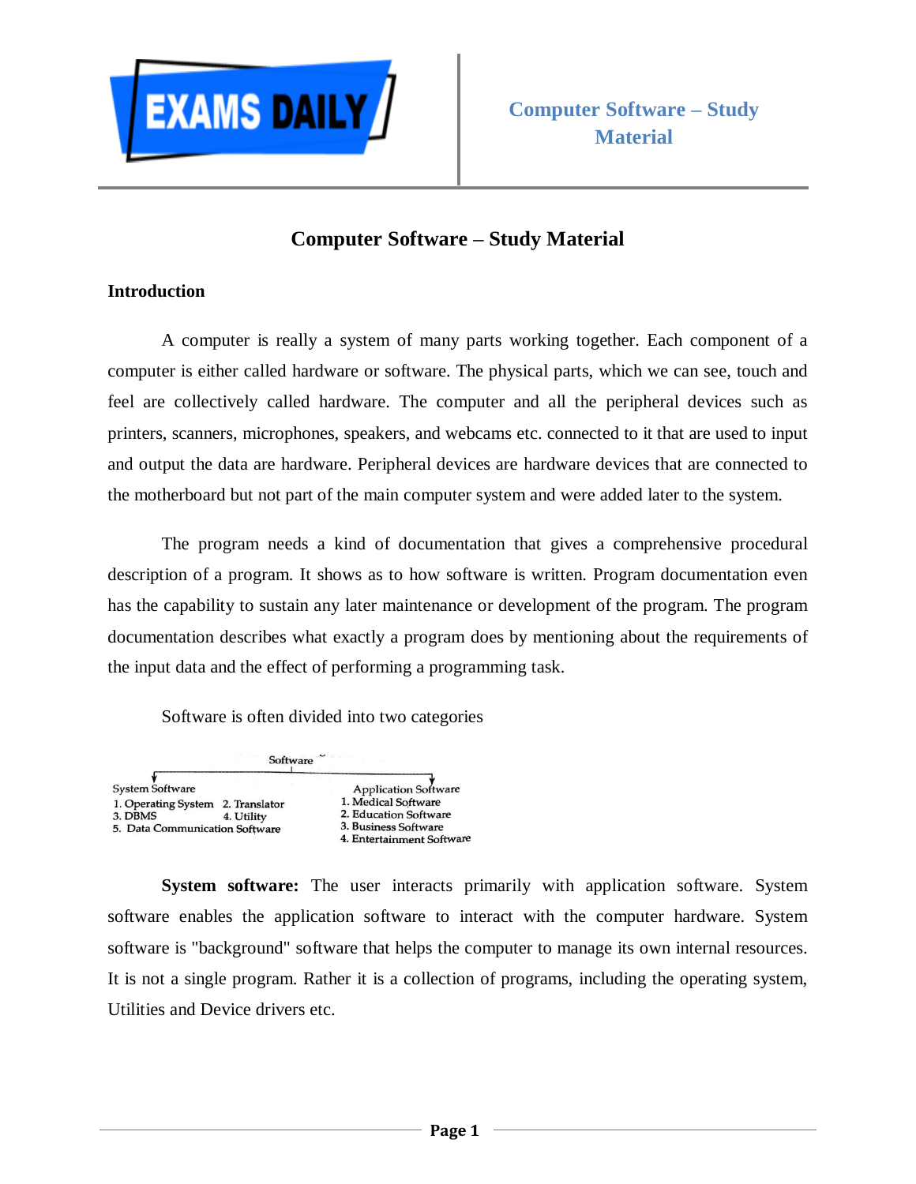# Computer Software – Study Material

### Introduction

A computer is really a system of many parts working together. Each component of a computer is either called hardware or software. The physical parts, which we can see, touch and feel are collectively called hardware. The computer and all the peripheral devices such as printers, scanners, microphones, speakers, and webcams etc. connected to it that are used to input and output the data are hardware. Peripheral devices are hardware devices that are connected to the motherboard but not part of the main computer system and were added later to the system.

The program needs a kind of documentation that gives a comprehensive procedural description of a program. It shows as to how software is written. Program documentation even has the capability to sustain any later maintenance or development of the program. The program documentation describes what exactly a program does by mentioning about the requirements of the input data and the effect of performing a programming task.

Software is often divided into two categories

Software

- System Software
  1. Operating System
  2. Translator
  3. DBMS
  4. Utility
  5. Data Communication Software
- Application Software
  1. Medical Software
  2. Education Software
  3. Business Software
  4. Entertainment Software

**System software:** The user interacts primarily with application software. System software enables the application software to interact with the computer hardware. System software is "background" software that helps the computer to manage its own internal resources. It is not a single program. Rather it is a collection of programs, including the operating system, Utilities and Device drivers etc.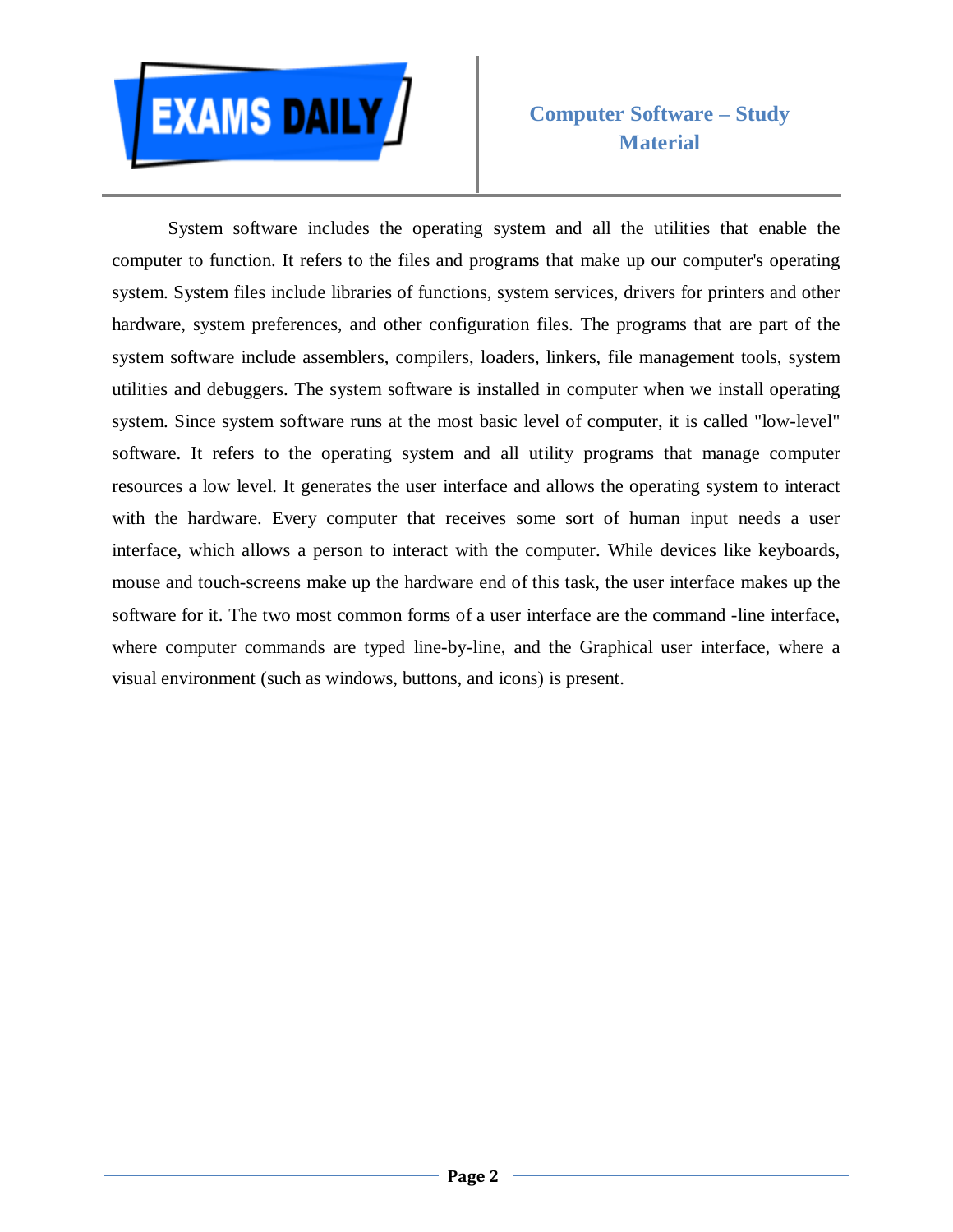System software includes the operating system and all the utilities that enable the computer to function. It refers to the files and programs that make up our computer's operating system. System files include libraries of functions, system services, drivers for printers and other hardware, system preferences, and other configuration files. The programs that are part of the system software include assemblers, compilers, loaders, linkers, file management tools, system utilities and debuggers. The system software is installed in computer when we install operating system. Since system software runs at the most basic level of computer, it is called "low-level" software. It refers to the operating system and all utility programs that manage computer resources a low level. It generates the user interface and allows the operating system to interact with the hardware. Every computer that receives some sort of human input needs a user interface, which allows a person to interact with the computer. While devices like keyboards, mouse and touch-screens make up the hardware end of this task, the user interface makes up the software for it. The two most common forms of a user interface are the command -line interface, where computer commands are typed line-by-line, and the Graphical user interface, where a visual environment (such as windows, buttons, and icons) is present.